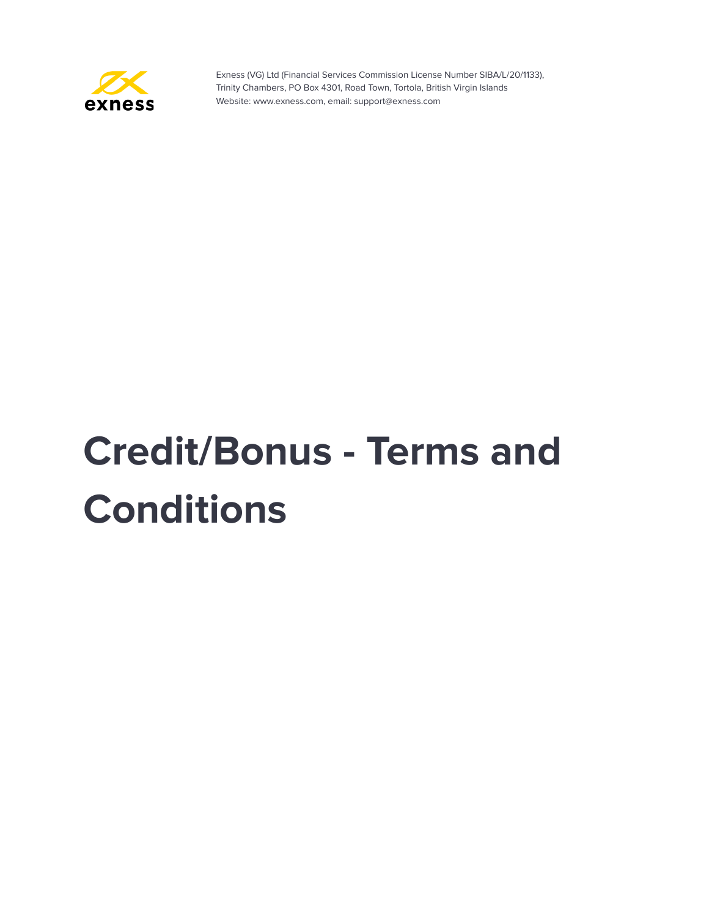Exness (VG) Ltd (Financial Services Commission License Number SIBA/L/20/1133),
Trinity Chambers, PO Box 4301, Road Town, Tortola, British Virgin Islands
Website: www.exness.com, email: support@exness.com

# Credit/Bonus - Terms and Conditions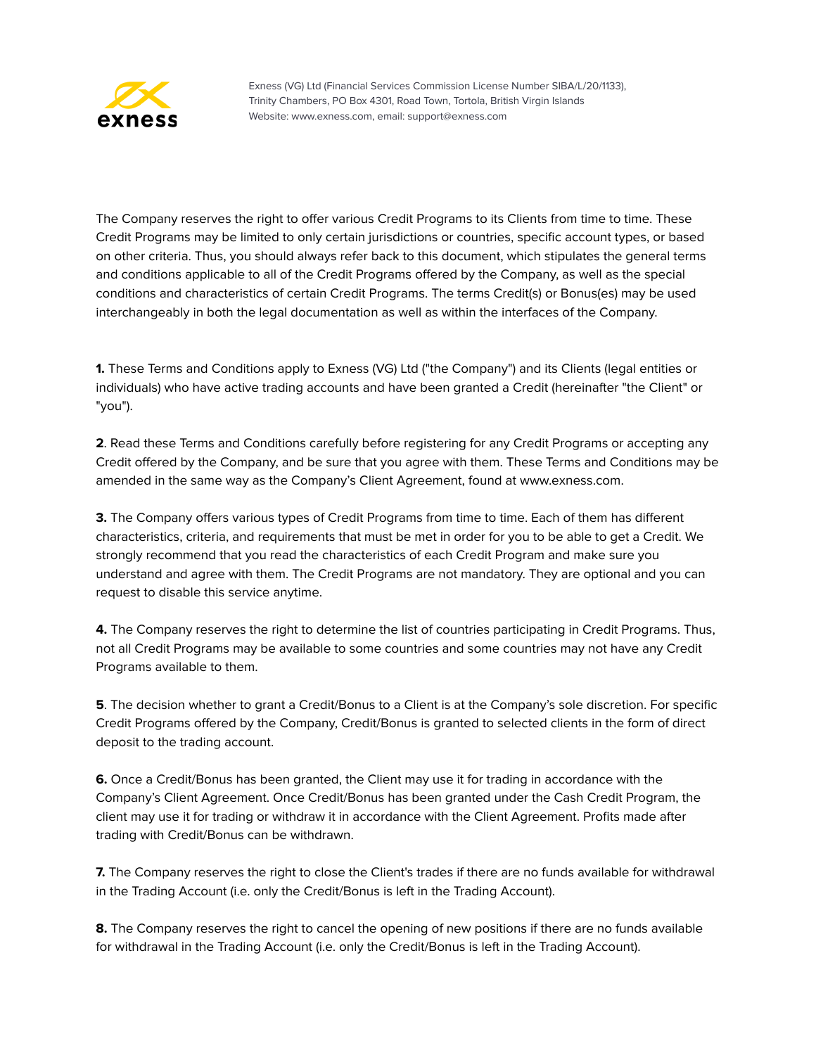The Company reserves the right to offer various Credit Programs to its Clients from time to time. These Credit Programs may be limited to only certain jurisdictions or countries, specific account types, or based on other criteria. Thus, you should always refer back to this document, which stipulates the general terms and conditions applicable to all of the Credit Programs offered by the Company, as well as the special conditions and characteristics of certain Credit Programs. The terms Credit(s) or Bonus(es) may be used interchangeably in both the legal documentation as well as within the interfaces of the Company.

**1.** These Terms and Conditions apply to Exness (VG) Ltd ("the Company") and its Clients (legal entities or individuals) who have active trading accounts and have been granted a Credit (hereinafter "the Client" or "you").

**2**. Read these Terms and Conditions carefully before registering for any Credit Programs or accepting any Credit offered by the Company, and be sure that you agree with them. These Terms and Conditions may be amended in the same way as the Company's Client Agreement, found at www.exness.com.

**3.** The Company offers various types of Credit Programs from time to time. Each of them has different characteristics, criteria, and requirements that must be met in order for you to be able to get a Credit. We strongly recommend that you read the characteristics of each Credit Program and make sure you understand and agree with them. The Credit Programs are not mandatory. They are optional and you can request to disable this service anytime.

**4.** The Company reserves the right to determine the list of countries participating in Credit Programs. Thus, not all Credit Programs may be available to some countries and some countries may not have any Credit Programs available to them.

**5**. The decision whether to grant a Credit/Bonus to a Client is at the Company's sole discretion. For specific Credit Programs offered by the Company, Credit/Bonus is granted to selected clients in the form of direct deposit to the trading account.

**6.** Once a Credit/Bonus has been granted, the Client may use it for trading in accordance with the Company's Client Agreement. Once Credit/Bonus has been granted under the Cash Credit Program, the client may use it for trading or withdraw it in accordance with the Client Agreement. Profits made after trading with Credit/Bonus can be withdrawn.

**7.** The Company reserves the right to close the Client's trades if there are no funds available for withdrawal in the Trading Account (i.e. only the Credit/Bonus is left in the Trading Account).

**8.** The Company reserves the right to cancel the opening of new positions if there are no funds available for withdrawal in the Trading Account (i.e. only the Credit/Bonus is left in the Trading Account).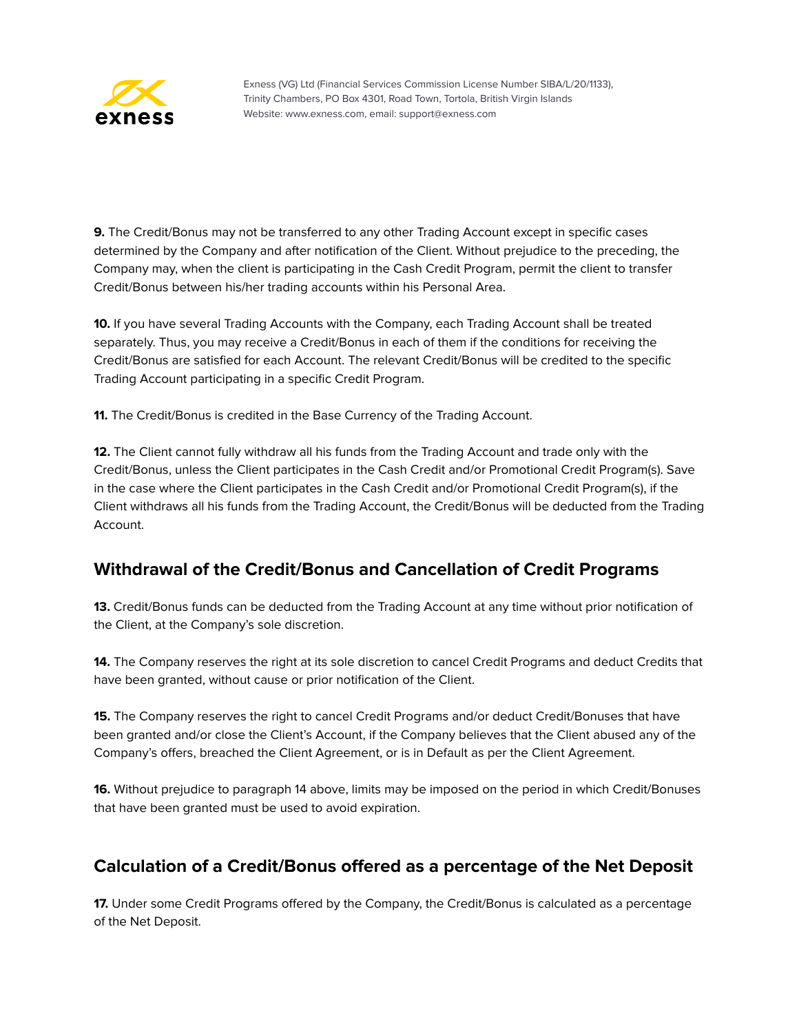**9.** The Credit/Bonus may not be transferred to any other Trading Account except in specific cases determined by the Company and after notification of the Client. Without prejudice to the preceding, the Company may, when the client is participating in the Cash Credit Program, permit the client to transfer Credit/Bonus between his/her trading accounts within his Personal Area.

**10.** If you have several Trading Accounts with the Company, each Trading Account shall be treated separately. Thus, you may receive a Credit/Bonus in each of them if the conditions for receiving the Credit/Bonus are satisfied for each Account. The relevant Credit/Bonus will be credited to the specific Trading Account participating in a specific Credit Program.

**11.** The Credit/Bonus is credited in the Base Currency of the Trading Account.

**12.** The Client cannot fully withdraw all his funds from the Trading Account and trade only with the Credit/Bonus, unless the Client participates in the Cash Credit and/or Promotional Credit Program(s). Save in the case where the Client participates in the Cash Credit and/or Promotional Credit Program(s), if the Client withdraws all his funds from the Trading Account, the Credit/Bonus will be deducted from the Trading Account.

## Withdrawal of the Credit/Bonus and Cancellation of Credit Programs

**13.** Credit/Bonus funds can be deducted from the Trading Account at any time without prior notification of the Client, at the Company's sole discretion.

**14.** The Company reserves the right at its sole discretion to cancel Credit Programs and deduct Credits that have been granted, without cause or prior notification of the Client.

**15.** The Company reserves the right to cancel Credit Programs and/or deduct Credit/Bonuses that have been granted and/or close the Client's Account, if the Company believes that the Client abused any of the Company's offers, breached the Client Agreement, or is in Default as per the Client Agreement.

**16.** Without prejudice to paragraph 14 above, limits may be imposed on the period in which Credit/Bonuses that have been granted must be used to avoid expiration.

## Calculation of a Credit/Bonus offered as a percentage of the Net Deposit

**17.** Under some Credit Programs offered by the Company, the Credit/Bonus is calculated as a percentage of the Net Deposit.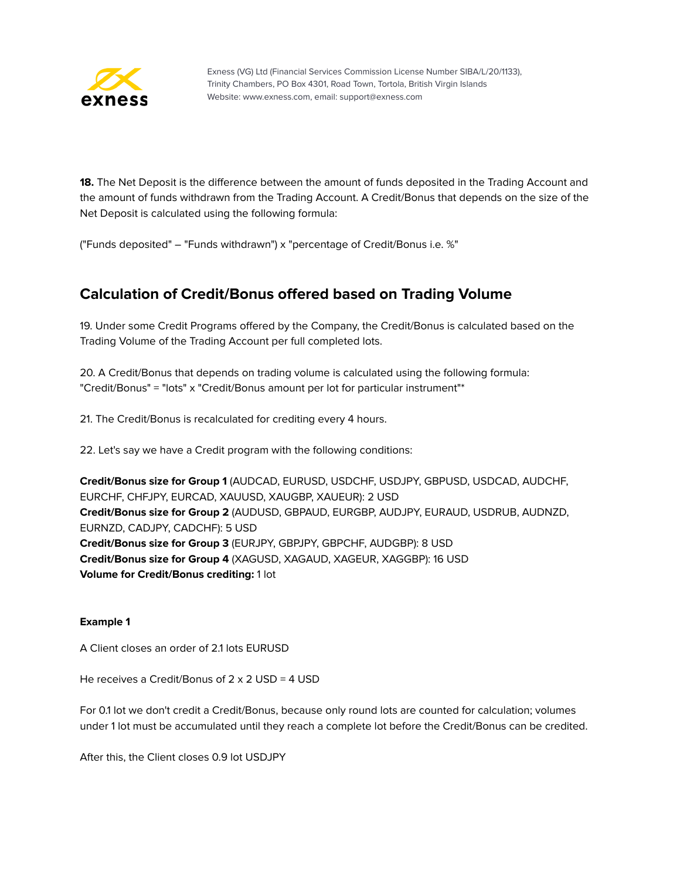**18.** The Net Deposit is the difference between the amount of funds deposited in the Trading Account and the amount of funds withdrawn from the Trading Account. A Credit/Bonus that depends on the size of the Net Deposit is calculated using the following formula:

("Funds deposited" – "Funds withdrawn") x "percentage of Credit/Bonus i.e. %"

## Calculation of Credit/Bonus offered based on Trading Volume

19. Under some Credit Programs offered by the Company, the Credit/Bonus is calculated based on the Trading Volume of the Trading Account per full completed lots.

20. A Credit/Bonus that depends on trading volume is calculated using the following formula: "Credit/Bonus" = "lots" x "Credit/Bonus amount per lot for particular instrument"*

21. The Credit/Bonus is recalculated for crediting every 4 hours.

22. Let's say we have a Credit program with the following conditions:

**Credit/Bonus size for Group 1** (AUDCAD, EURUSD, USDCHF, USDJPY, GBPUSD, USDCAD, AUDCHF, EURCHF, CHFJPY, EURCAD, XAUUSD, XAUGBP, XAUEUR): 2 USD
**Credit/Bonus size for Group 2** (AUDUSD, GBPAUD, EURGBP, AUDJPY, EURAUD, USDRUB, AUDNZD, EURNZD, CADJPY, CADCHF): 5 USD
**Credit/Bonus size for Group 3** (EURJPY, GBPJPY, GBPCHF, AUDGBP): 8 USD
**Credit/Bonus size for Group 4** (XAGUSD, XAGAUD, XAGEUR, XAGGBP): 16 USD
**Volume for Credit/Bonus crediting:** 1 lot

**Example 1**

A Client closes an order of 2.1 lots EURUSD

He receives a Credit/Bonus of 2 x 2 USD = 4 USD

For 0.1 lot we don't credit a Credit/Bonus, because only round lots are counted for calculation; volumes under 1 lot must be accumulated until they reach a complete lot before the Credit/Bonus can be credited.

After this, the Client closes 0.9 lot USDJPY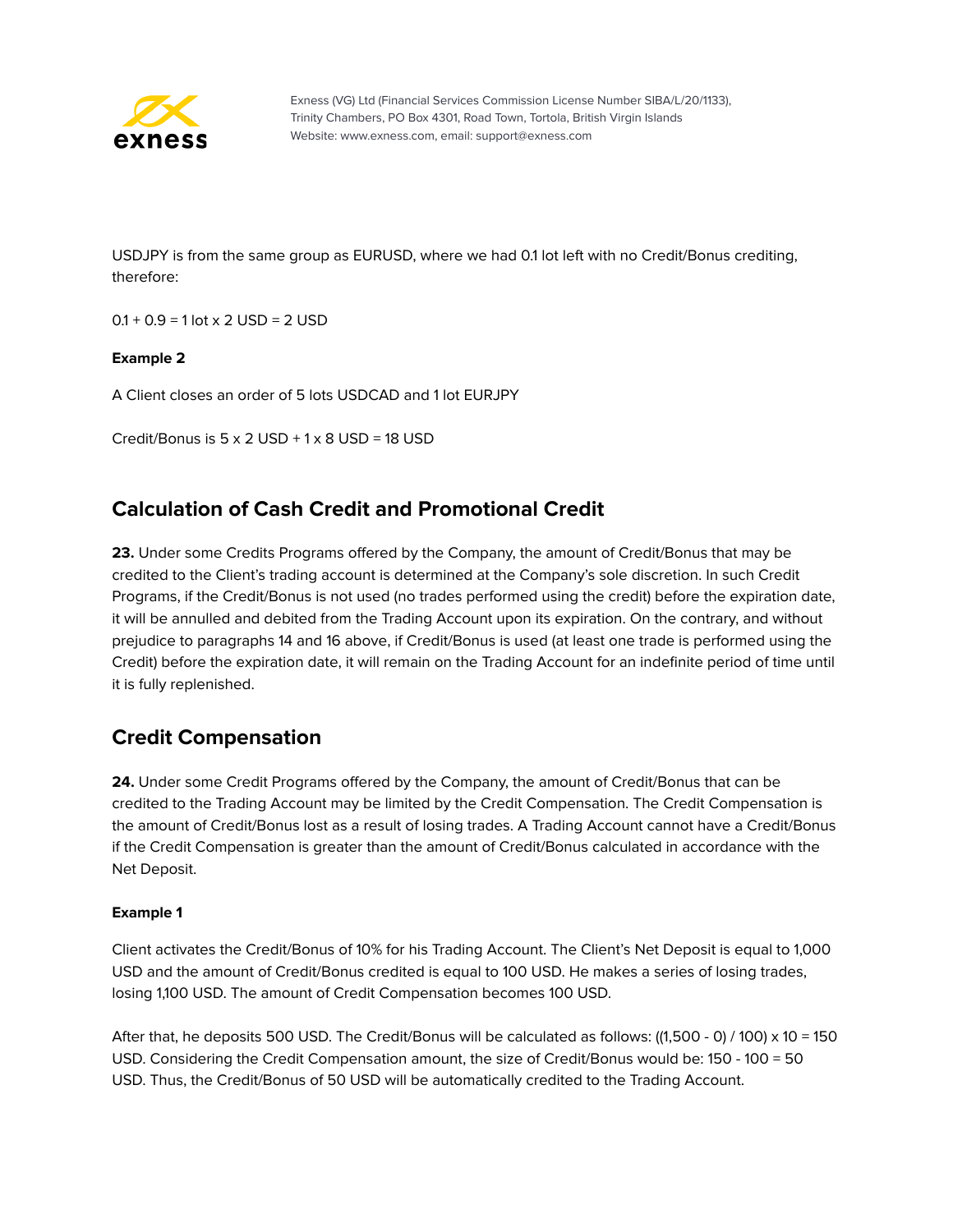USDJPY is from the same group as EURUSD, where we had 0.1 lot left with no Credit/Bonus crediting, therefore:

0.1 + 0.9 = 1 lot x 2 USD = 2 USD

**Example 2**

A Client closes an order of 5 lots USDCAD and 1 lot EURJPY

Credit/Bonus is 5 x 2 USD + 1 x 8 USD = 18 USD

## Calculation of Cash Credit and Promotional Credit

**23.** Under some Credits Programs offered by the Company, the amount of Credit/Bonus that may be credited to the Client's trading account is determined at the Company's sole discretion. In such Credit Programs, if the Credit/Bonus is not used (no trades performed using the credit) before the expiration date, it will be annulled and debited from the Trading Account upon its expiration. On the contrary, and without prejudice to paragraphs 14 and 16 above, if Credit/Bonus is used (at least one trade is performed using the Credit) before the expiration date, it will remain on the Trading Account for an indefinite period of time until it is fully replenished.

## Credit Compensation

**24.** Under some Credit Programs offered by the Company, the amount of Credit/Bonus that can be credited to the Trading Account may be limited by the Credit Compensation. The Credit Compensation is the amount of Credit/Bonus lost as a result of losing trades. A Trading Account cannot have a Credit/Bonus if the Credit Compensation is greater than the amount of Credit/Bonus calculated in accordance with the Net Deposit.

**Example 1**

Client activates the Credit/Bonus of 10% for his Trading Account. The Client's Net Deposit is equal to 1,000 USD and the amount of Credit/Bonus credited is equal to 100 USD. He makes a series of losing trades, losing 1,100 USD. The amount of Credit Compensation becomes 100 USD.

After that, he deposits 500 USD. The Credit/Bonus will be calculated as follows: ((1,500 - 0) / 100) x 10 = 150 USD. Considering the Credit Compensation amount, the size of Credit/Bonus would be: 150 - 100 = 50 USD. Thus, the Credit/Bonus of 50 USD will be automatically credited to the Trading Account.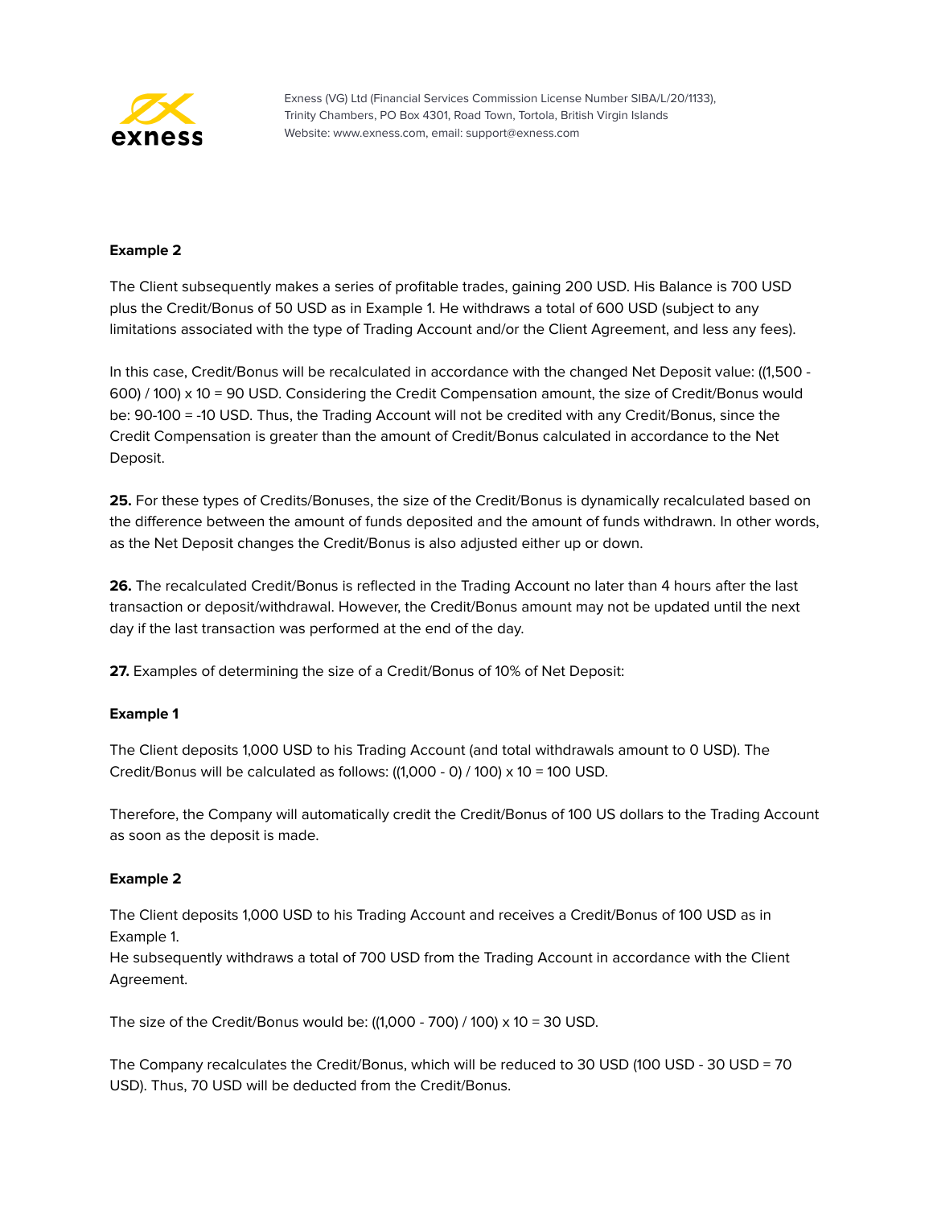**Example 2**

The Client subsequently makes a series of profitable trades, gaining 200 USD. His Balance is 700 USD plus the Credit/Bonus of 50 USD as in Example 1. He withdraws a total of 600 USD (subject to any limitations associated with the type of Trading Account and/or the Client Agreement, and less any fees).

In this case, Credit/Bonus will be recalculated in accordance with the changed Net Deposit value: ((1,500 - 600) / 100) x 10 = 90 USD. Considering the Credit Compensation amount, the size of Credit/Bonus would be: 90-100 = -10 USD. Thus, the Trading Account will not be credited with any Credit/Bonus, since the Credit Compensation is greater than the amount of Credit/Bonus calculated in accordance to the Net Deposit.

**25.** For these types of Credits/Bonuses, the size of the Credit/Bonus is dynamically recalculated based on the difference between the amount of funds deposited and the amount of funds withdrawn. In other words, as the Net Deposit changes the Credit/Bonus is also adjusted either up or down.

**26.** The recalculated Credit/Bonus is reflected in the Trading Account no later than 4 hours after the last transaction or deposit/withdrawal. However, the Credit/Bonus amount may not be updated until the next day if the last transaction was performed at the end of the day.

**27.** Examples of determining the size of a Credit/Bonus of 10% of Net Deposit:

**Example 1**

The Client deposits 1,000 USD to his Trading Account (and total withdrawals amount to 0 USD). The Credit/Bonus will be calculated as follows: ((1,000 - 0) / 100) x 10 = 100 USD.

Therefore, the Company will automatically credit the Credit/Bonus of 100 US dollars to the Trading Account as soon as the deposit is made.

**Example 2**

The Client deposits 1,000 USD to his Trading Account and receives a Credit/Bonus of 100 USD as in Example 1.
He subsequently withdraws a total of 700 USD from the Trading Account in accordance with the Client Agreement.

The size of the Credit/Bonus would be: ((1,000 - 700) / 100) x 10 = 30 USD.

The Company recalculates the Credit/Bonus, which will be reduced to 30 USD (100 USD - 30 USD = 70 USD). Thus, 70 USD will be deducted from the Credit/Bonus.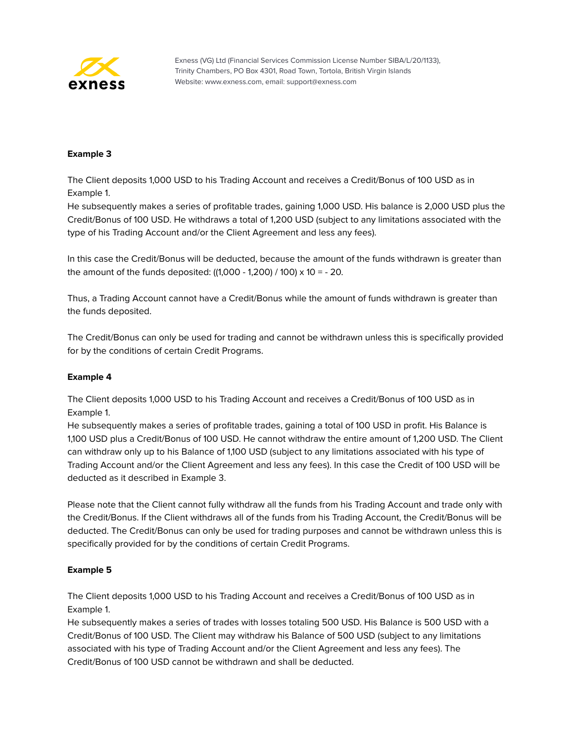**Example 3**

The Client deposits 1,000 USD to his Trading Account and receives a Credit/Bonus of 100 USD as in Example 1.
He subsequently makes a series of profitable trades, gaining 1,000 USD. His balance is 2,000 USD plus the Credit/Bonus of 100 USD. He withdraws a total of 1,200 USD (subject to any limitations associated with the type of his Trading Account and/or the Client Agreement and less any fees).

In this case the Credit/Bonus will be deducted, because the amount of the funds withdrawn is greater than the amount of the funds deposited: ((1,000 - 1,200) / 100) x 10 = - 20.

Thus, a Trading Account cannot have a Credit/Bonus while the amount of funds withdrawn is greater than the funds deposited.

The Credit/Bonus can only be used for trading and cannot be withdrawn unless this is specifically provided for by the conditions of certain Credit Programs.

**Example 4**

The Client deposits 1,000 USD to his Trading Account and receives a Credit/Bonus of 100 USD as in Example 1.
He subsequently makes a series of profitable trades, gaining a total of 100 USD in profit. His Balance is 1,100 USD plus a Credit/Bonus of 100 USD. He cannot withdraw the entire amount of 1,200 USD. The Client can withdraw only up to his Balance of 1,100 USD (subject to any limitations associated with his type of Trading Account and/or the Client Agreement and less any fees). In this case the Credit of 100 USD will be deducted as it described in Example 3.

Please note that the Client cannot fully withdraw all the funds from his Trading Account and trade only with the Credit/Bonus. If the Client withdraws all of the funds from his Trading Account, the Credit/Bonus will be deducted. The Credit/Bonus can only be used for trading purposes and cannot be withdrawn unless this is specifically provided for by the conditions of certain Credit Programs.

**Example 5**

The Client deposits 1,000 USD to his Trading Account and receives a Credit/Bonus of 100 USD as in Example 1.
He subsequently makes a series of trades with losses totaling 500 USD. His Balance is 500 USD with a Credit/Bonus of 100 USD. The Client may withdraw his Balance of 500 USD (subject to any limitations associated with his type of Trading Account and/or the Client Agreement and less any fees). The Credit/Bonus of 100 USD cannot be withdrawn and shall be deducted.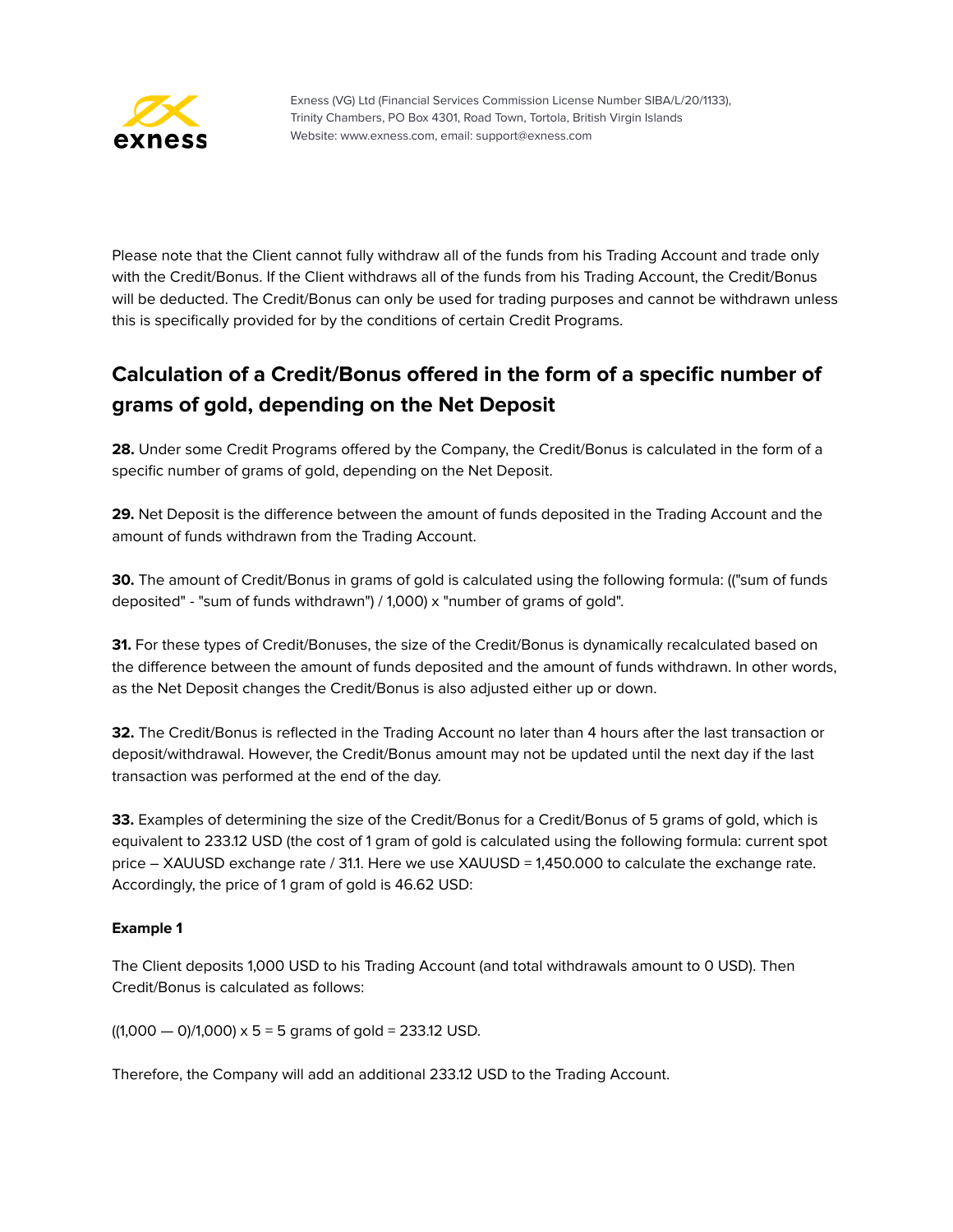Please note that the Client cannot fully withdraw all of the funds from his Trading Account and trade only with the Credit/Bonus. If the Client withdraws all of the funds from his Trading Account, the Credit/Bonus will be deducted. The Credit/Bonus can only be used for trading purposes and cannot be withdrawn unless this is specifically provided for by the conditions of certain Credit Programs.

## Calculation of a Credit/Bonus offered in the form of a specific number of grams of gold, depending on the Net Deposit

**28.** Under some Credit Programs offered by the Company, the Credit/Bonus is calculated in the form of a specific number of grams of gold, depending on the Net Deposit.

**29.** Net Deposit is the difference between the amount of funds deposited in the Trading Account and the amount of funds withdrawn from the Trading Account.

**30.** The amount of Credit/Bonus in grams of gold is calculated using the following formula: (("sum of funds deposited" - "sum of funds withdrawn") / 1,000) x "number of grams of gold".

**31.** For these types of Credit/Bonuses, the size of the Credit/Bonus is dynamically recalculated based on the difference between the amount of funds deposited and the amount of funds withdrawn. In other words, as the Net Deposit changes the Credit/Bonus is also adjusted either up or down.

**32.** The Credit/Bonus is reflected in the Trading Account no later than 4 hours after the last transaction or deposit/withdrawal. However, the Credit/Bonus amount may not be updated until the next day if the last transaction was performed at the end of the day.

**33.** Examples of determining the size of the Credit/Bonus for a Credit/Bonus of 5 grams of gold, which is equivalent to 233.12 USD (the cost of 1 gram of gold is calculated using the following formula: current spot price – XAUUSD exchange rate / 31.1. Here we use XAUUSD = 1,450.000 to calculate the exchange rate. Accordingly, the price of 1 gram of gold is 46.62 USD:

**Example 1**

The Client deposits 1,000 USD to his Trading Account (and total withdrawals amount to 0 USD). Then Credit/Bonus is calculated as follows:

((1,000 — 0)/1,000) x 5 = 5 grams of gold = 233.12 USD.

Therefore, the Company will add an additional 233.12 USD to the Trading Account.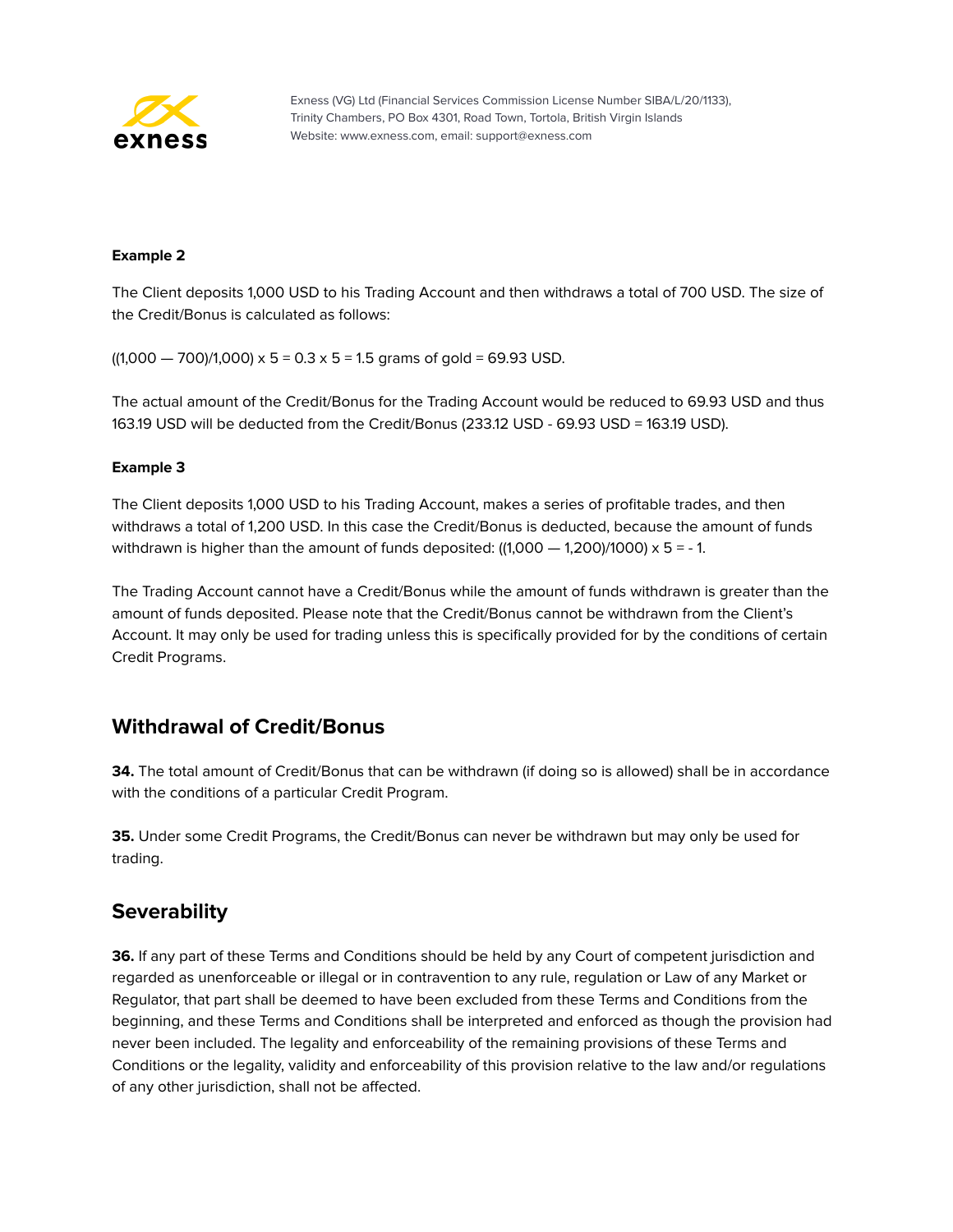**Example 2**

The Client deposits 1,000 USD to his Trading Account and then withdraws a total of 700 USD. The size of the Credit/Bonus is calculated as follows:

((1,000 — 700)/1,000) x 5 = 0.3 x 5 = 1.5 grams of gold = 69.93 USD.

The actual amount of the Credit/Bonus for the Trading Account would be reduced to 69.93 USD and thus 163.19 USD will be deducted from the Credit/Bonus (233.12 USD - 69.93 USD = 163.19 USD).

**Example 3**

The Client deposits 1,000 USD to his Trading Account, makes a series of profitable trades, and then withdraws a total of 1,200 USD. In this case the Credit/Bonus is deducted, because the amount of funds withdrawn is higher than the amount of funds deposited: ((1,000 — 1,200)/1000) x 5 = - 1.

The Trading Account cannot have a Credit/Bonus while the amount of funds withdrawn is greater than the amount of funds deposited. Please note that the Credit/Bonus cannot be withdrawn from the Client's Account. It may only be used for trading unless this is specifically provided for by the conditions of certain Credit Programs.

## Withdrawal of Credit/Bonus

**34.** The total amount of Credit/Bonus that can be withdrawn (if doing so is allowed) shall be in accordance with the conditions of a particular Credit Program.

**35.** Under some Credit Programs, the Credit/Bonus can never be withdrawn but may only be used for trading.

## Severability

**36.** If any part of these Terms and Conditions should be held by any Court of competent jurisdiction and regarded as unenforceable or illegal or in contravention to any rule, regulation or Law of any Market or Regulator, that part shall be deemed to have been excluded from these Terms and Conditions from the beginning, and these Terms and Conditions shall be interpreted and enforced as though the provision had never been included. The legality and enforceability of the remaining provisions of these Terms and Conditions or the legality, validity and enforceability of this provision relative to the law and/or regulations of any other jurisdiction, shall not be affected.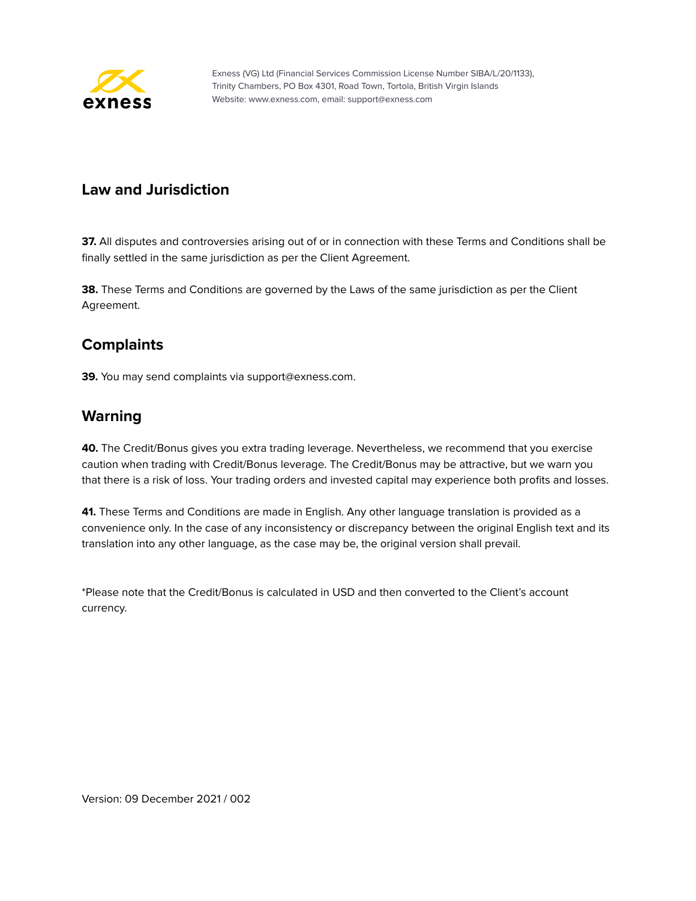## Law and Jurisdiction

**37.** All disputes and controversies arising out of or in connection with these Terms and Conditions shall be finally settled in the same jurisdiction as per the Client Agreement.

**38.** These Terms and Conditions are governed by the Laws of the same jurisdiction as per the Client Agreement.

## Complaints

**39.** You may send complaints via support@exness.com.

## Warning

**40.** The Credit/Bonus gives you extra trading leverage. Nevertheless, we recommend that you exercise caution when trading with Credit/Bonus leverage. The Credit/Bonus may be attractive, but we warn you that there is a risk of loss. Your trading orders and invested capital may experience both profits and losses.

**41.** These Terms and Conditions are made in English. Any other language translation is provided as a convenience only. In the case of any inconsistency or discrepancy between the original English text and its translation into any other language, as the case may be, the original version shall prevail.

*Please note that the Credit/Bonus is calculated in USD and then converted to the Client's account currency.

Version: 09 December 2021 / 002